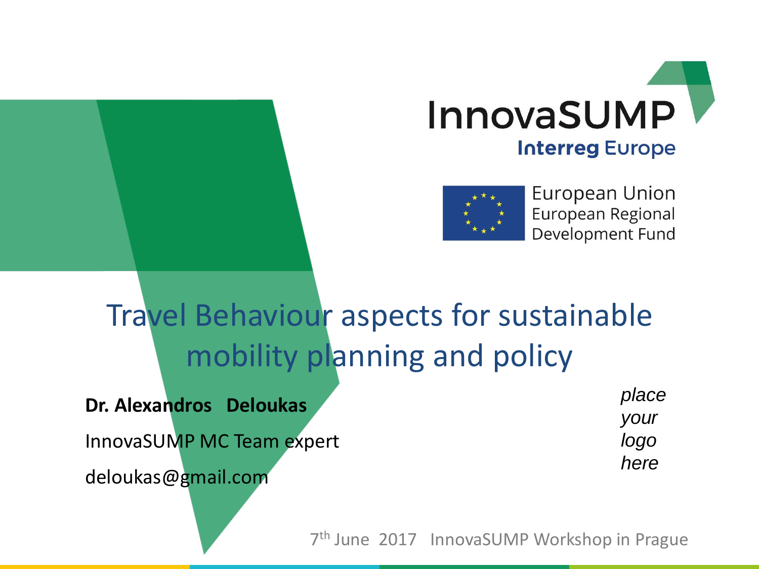InnovaSUMP

Interreg Europe

European Union
European Regional Development Fund

# Travel Behaviour aspects for sustainable mobility planning and policy

**Dr. Alexandros Deloukas**

InnovaSUMP MC Team expert

deloukas@gmail.com

*place your logo here*

7th June 2017 InnovaSUMP Workshop in Prague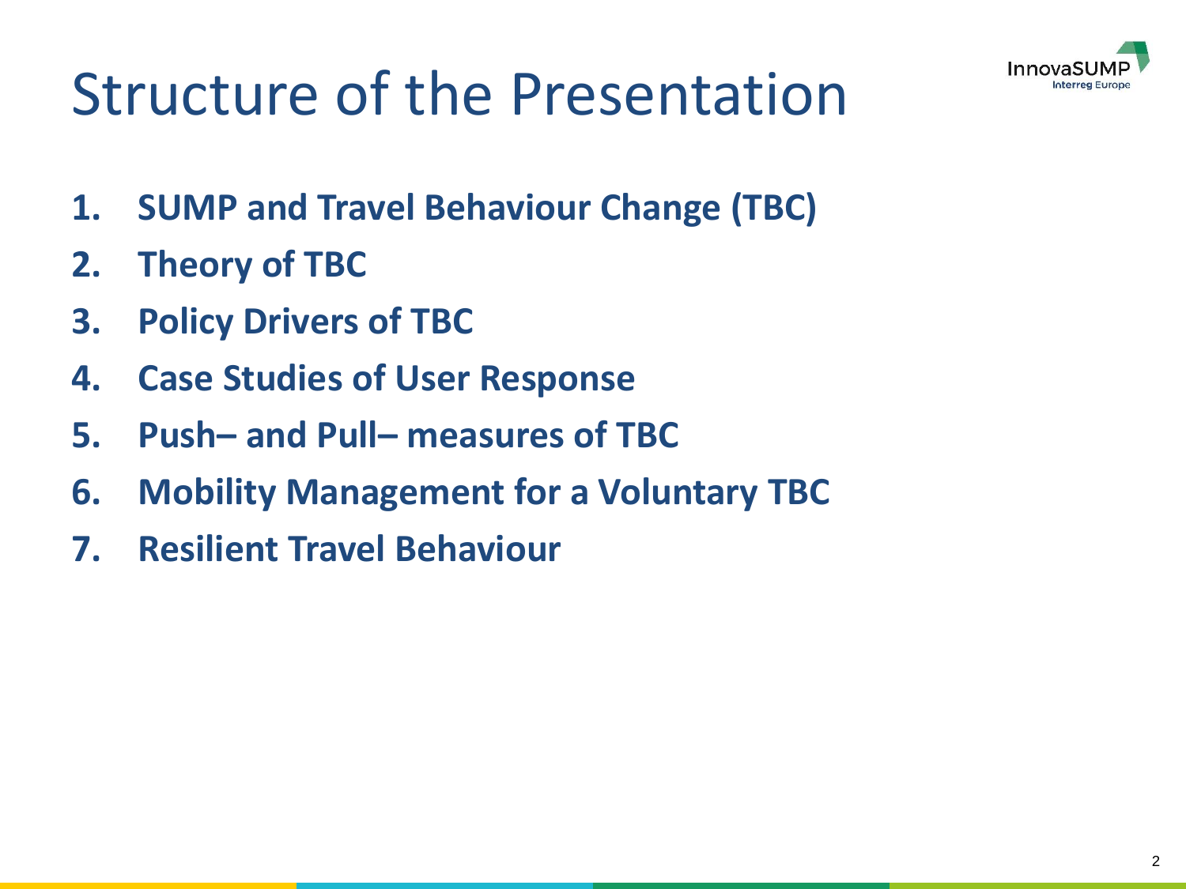# Structure of the Presentation

1. **SUMP and Travel Behaviour Change (TBC)**
2. **Theory of TBC**
3. **Policy Drivers of TBC**
4. **Case Studies of User Response**
5. **Push– and Pull– measures of TBC**
6. **Mobility Management for a Voluntary TBC**
7. **Resilient Travel Behaviour**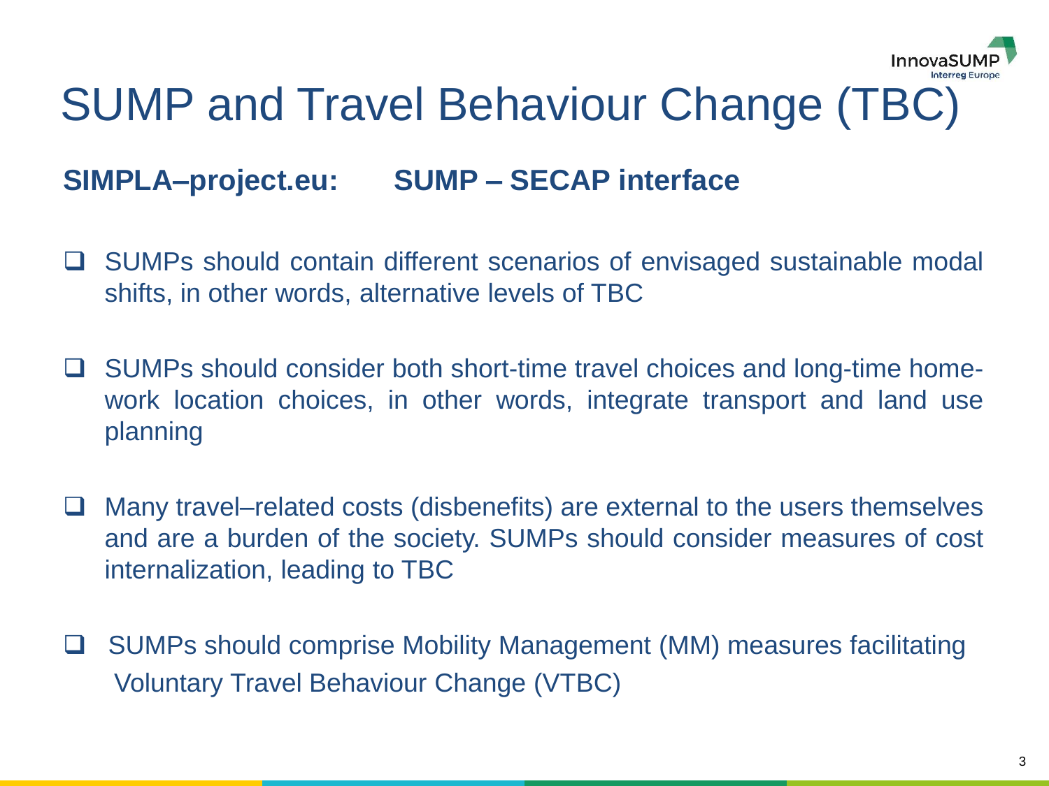# SUMP and Travel Behaviour Change (TBC)

**SIMPLA–project.eu: SUMP – SECAP interface**

- SUMPs should contain different scenarios of envisaged sustainable modal shifts, in other words, alternative levels of TBC
- SUMPs should consider both short-time travel choices and long-time home-work location choices, in other words, integrate transport and land use planning
- Many travel–related costs (disbenefits) are external to the users themselves and are a burden of the society. SUMPs should consider measures of cost internalization, leading to TBC
- SUMPs should comprise Mobility Management (MM) measures facilitating Voluntary Travel Behaviour Change (VTBC)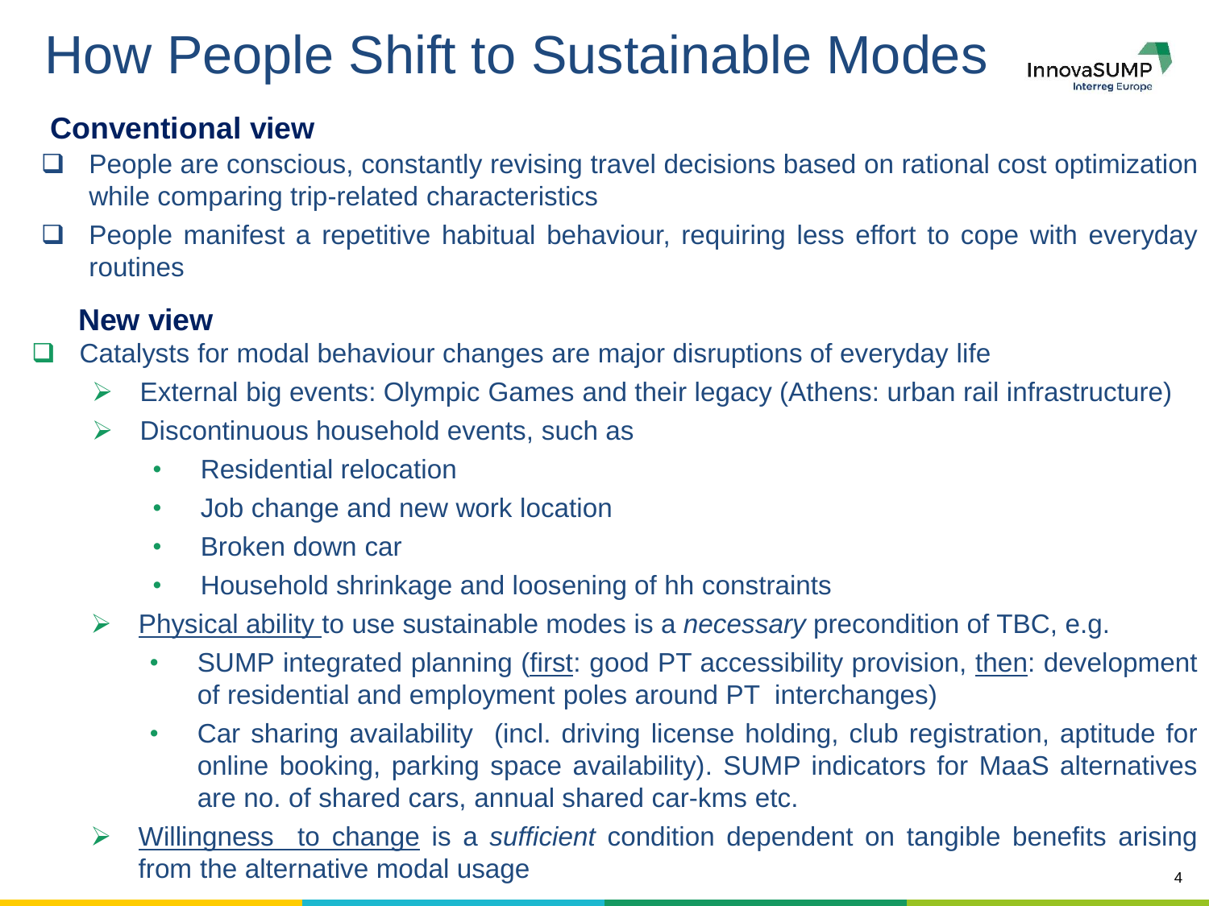# How People Shift to Sustainable Modes

## Conventional view

- People are conscious, constantly revising travel decisions based on rational cost optimization while comparing trip-related characteristics
- People manifest a repetitive habitual behaviour, requiring less effort to cope with everyday routines

## New view

- Catalysts for modal behaviour changes are major disruptions of everyday life
  - External big events: Olympic Games and their legacy (Athens: urban rail infrastructure)
  - Discontinuous household events, such as
    - Residential relocation
    - Job change and new work location
    - Broken down car
    - Household shrinkage and loosening of hh constraints
  - Physical ability to use sustainable modes is a *necessary* precondition of TBC, e.g.
    - SUMP integrated planning (first: good PT accessibility provision, then: development of residential and employment poles around PT interchanges)
    - Car sharing availability (incl. driving license holding, club registration, aptitude for online booking, parking space availability). SUMP indicators for MaaS alternatives are no. of shared cars, annual shared car-kms etc.
  - Willingness to change is a *sufficient* condition dependent on tangible benefits arising from the alternative modal usage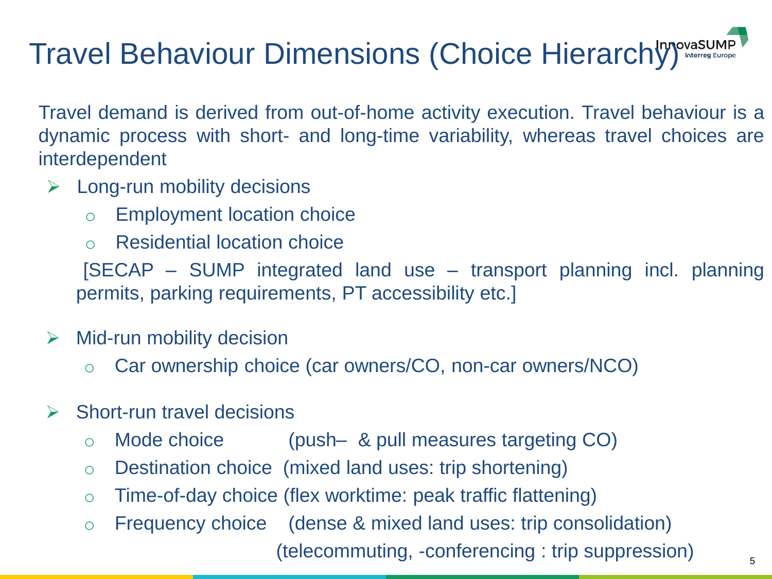# Travel Behaviour Dimensions (Choice Hierarchy)

Travel demand is derived from out-of-home activity execution. Travel behaviour is a dynamic process with short- and long-time variability, whereas travel choices are interdependent

- Long-run mobility decisions
  - Employment location choice
  - Residential location choice

  [SECAP – SUMP integrated land use – transport planning incl. planning permits, parking requirements, PT accessibility etc.]

- Mid-run mobility decision
  - Car ownership choice (car owners/CO, non-car owners/NCO)

- Short-run travel decisions
  - Mode choice (push– & pull measures targeting CO)
  - Destination choice (mixed land uses: trip shortening)
  - Time-of-day choice (flex worktime: peak traffic flattening)
  - Frequency choice (dense & mixed land uses: trip consolidation) (telecommuting, -conferencing : trip suppression)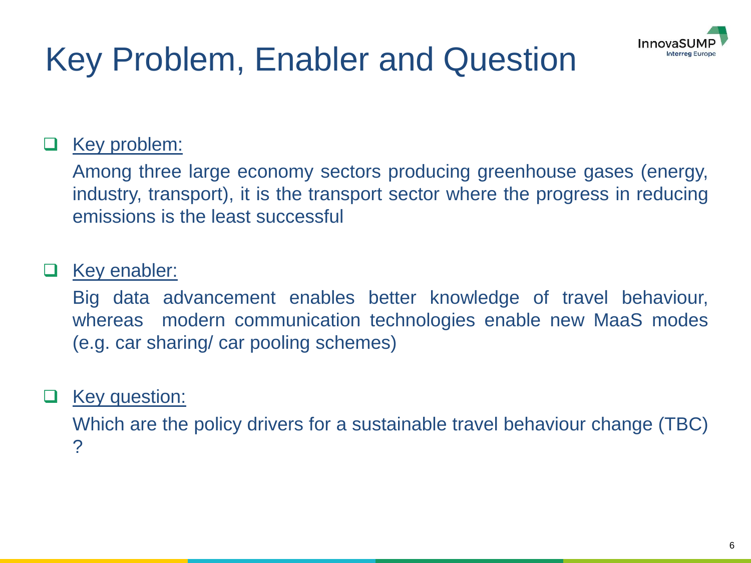# Key Problem, Enabler and Question

- Key problem:

  Among three large economy sectors producing greenhouse gases (energy, industry, transport), it is the transport sector where the progress in reducing emissions is the least successful

- Key enabler:

  Big data advancement enables better knowledge of travel behaviour, whereas modern communication technologies enable new MaaS modes (e.g. car sharing/ car pooling schemes)

- Key question:

  Which are the policy drivers for a sustainable travel behaviour change (TBC) ?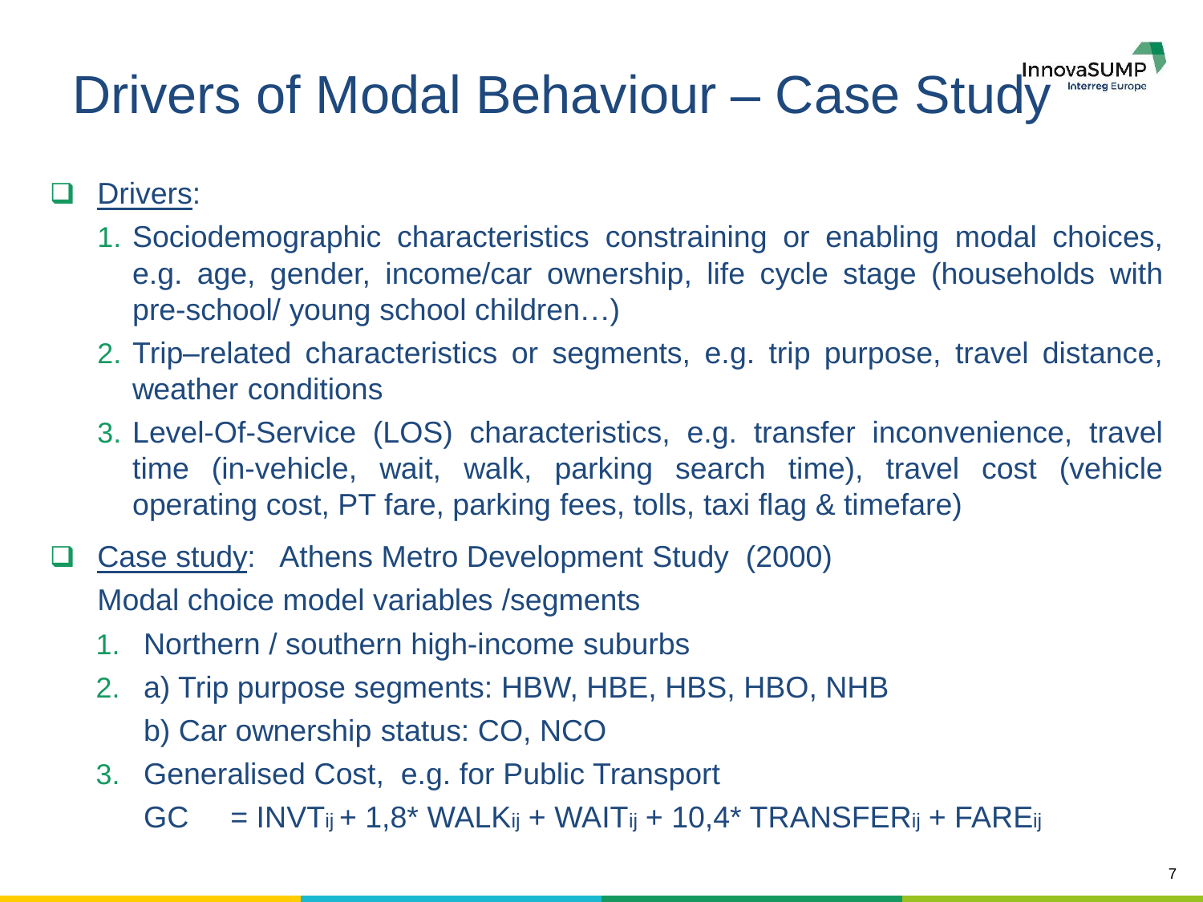# Drivers of Modal Behaviour – Case Study

- Drivers:
  1. Sociodemographic characteristics constraining or enabling modal choices, e.g. age, gender, income/car ownership, life cycle stage (households with pre-school/ young school children…)
  2. Trip–related characteristics or segments, e.g. trip purpose, travel distance, weather conditions
  3. Level-Of-Service (LOS) characteristics, e.g. transfer inconvenience, travel time (in-vehicle, wait, walk, parking search time), travel cost (vehicle operating cost, PT fare, parking fees, tolls, taxi flag & timefare)

- Case study: Athens Metro Development Study (2000)

  Modal choice model variables /segments
  1. Northern / southern high-income suburbs
  2. a) Trip purpose segments: HBW, HBE, HBS, HBO, NHB

     b) Car ownership status: CO, NCO
  3. Generalised Cost, e.g. for Public Transport

     $GC = INVT_{ij} + 1{,}8 * WALK_{ij} + WAIT_{ij} + 10{,}4 * TRANSFER_{ij} + FARE_{ij}$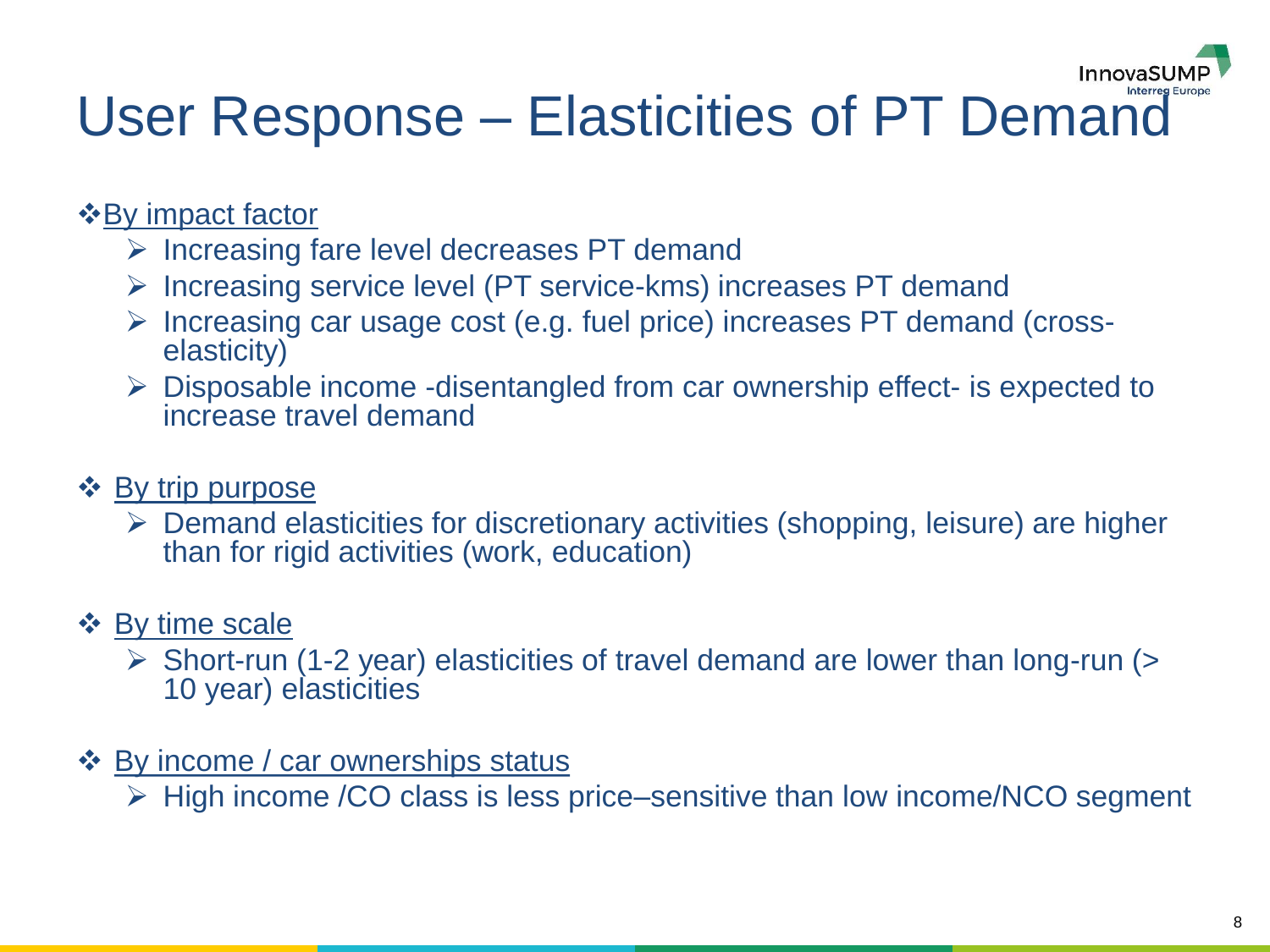# User Response – Elasticities of PT Demand

- <u>By impact factor</u>
  - Increasing fare level decreases PT demand
  - Increasing service level (PT service-kms) increases PT demand
  - Increasing car usage cost (e.g. fuel price) increases PT demand (cross-elasticity)
  - Disposable income -disentangled from car ownership effect- is expected to increase travel demand

- <u>By trip purpose</u>
  - Demand elasticities for discretionary activities (shopping, leisure) are higher than for rigid activities (work, education)

- <u>By time scale</u>
  - Short-run (1-2 year) elasticities of travel demand are lower than long-run (> 10 year) elasticities

- <u>By income / car ownerships status</u>
  - High income /CO class is less price–sensitive than low income/NCO segment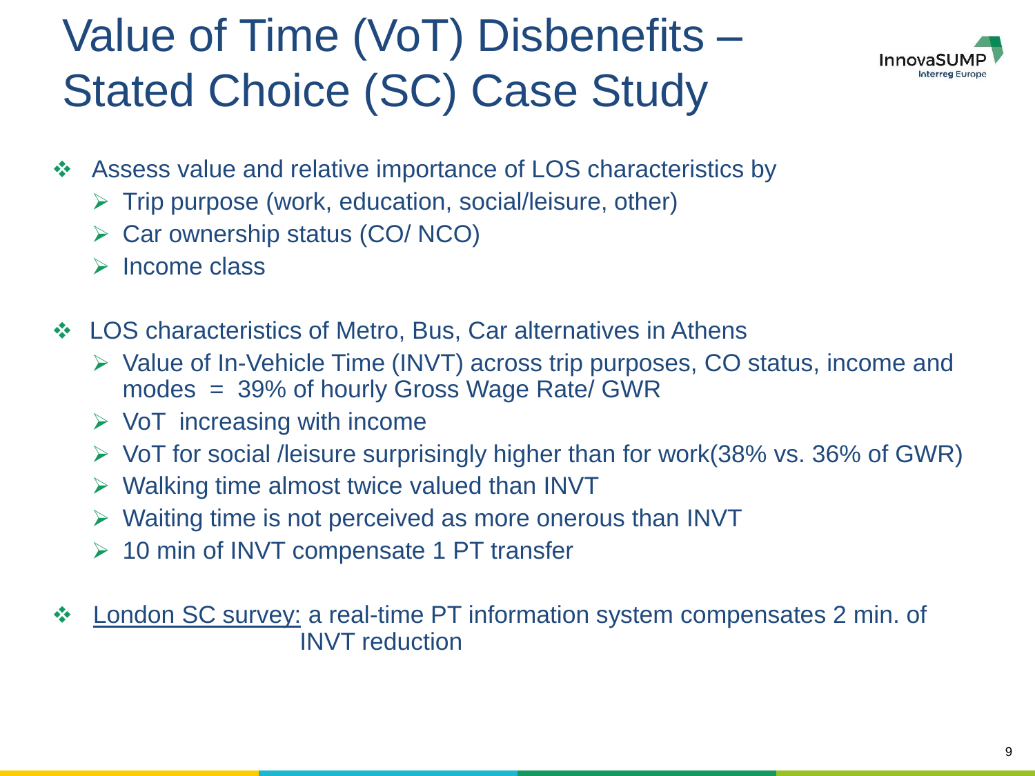# Value of Time (VoT) Disbenefits – Stated Choice (SC) Case Study

- Assess value and relative importance of LOS characteristics by
  - Trip purpose (work, education, social/leisure, other)
  - Car ownership status (CO/ NCO)
  - Income class

- LOS characteristics of Metro, Bus, Car alternatives in Athens
  - Value of In-Vehicle Time (INVT) across trip purposes, CO status, income and modes = 39% of hourly Gross Wage Rate/ GWR
  - VoT increasing with income
  - VoT for social /leisure surprisingly higher than for work(38% vs. 36% of GWR)
  - Walking time almost twice valued than INVT
  - Waiting time is not perceived as more onerous than INVT
  - 10 min of INVT compensate 1 PT transfer

- <u>London SC survey:</u> a real-time PT information system compensates 2 min. of INVT reduction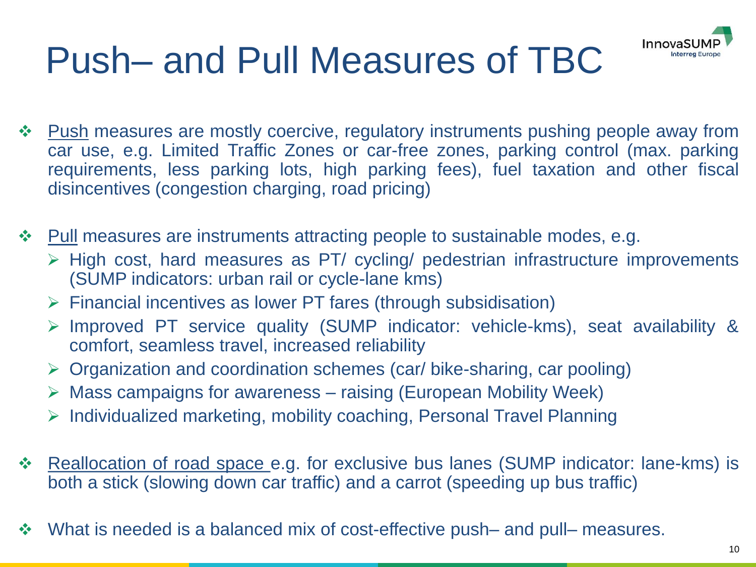# Push– and Pull Measures of TBC

- <u>Push</u> measures are mostly coercive, regulatory instruments pushing people away from car use, e.g. Limited Traffic Zones or car-free zones, parking control (max. parking requirements, less parking lots, high parking fees), fuel taxation and other fiscal disincentives (congestion charging, road pricing)

- <u>Pull</u> measures are instruments attracting people to sustainable modes, e.g.
  - High cost, hard measures as PT/ cycling/ pedestrian infrastructure improvements (SUMP indicators: urban rail or cycle-lane kms)
  - Financial incentives as lower PT fares (through subsidisation)
  - Improved PT service quality (SUMP indicator: vehicle-kms), seat availability & comfort, seamless travel, increased reliability
  - Organization and coordination schemes (car/ bike-sharing, car pooling)
  - Mass campaigns for awareness – raising (European Mobility Week)
  - Individualized marketing, mobility coaching, Personal Travel Planning

- <u>Reallocation of road space</u> e.g. for exclusive bus lanes (SUMP indicator: lane-kms) is both a stick (slowing down car traffic) and a carrot (speeding up bus traffic)

- What is needed is a balanced mix of cost-effective push– and pull– measures.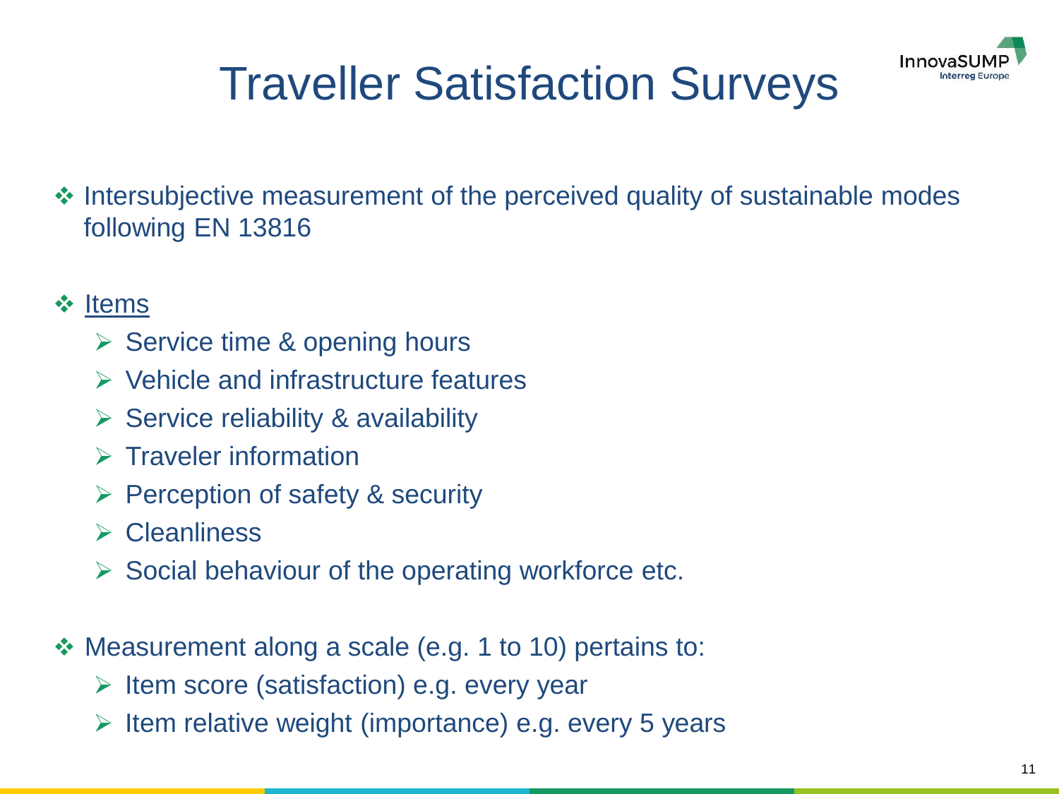# Traveller Satisfaction Surveys

- Intersubjective measurement of the perceived quality of sustainable modes following EN 13816

- Items
  - Service time & opening hours
  - Vehicle and infrastructure features
  - Service reliability & availability
  - Traveler information
  - Perception of safety & security
  - Cleanliness
  - Social behaviour of the operating workforce etc.

- Measurement along a scale (e.g. 1 to 10) pertains to:
  - Item score (satisfaction) e.g. every year
  - Item relative weight (importance) e.g. every 5 years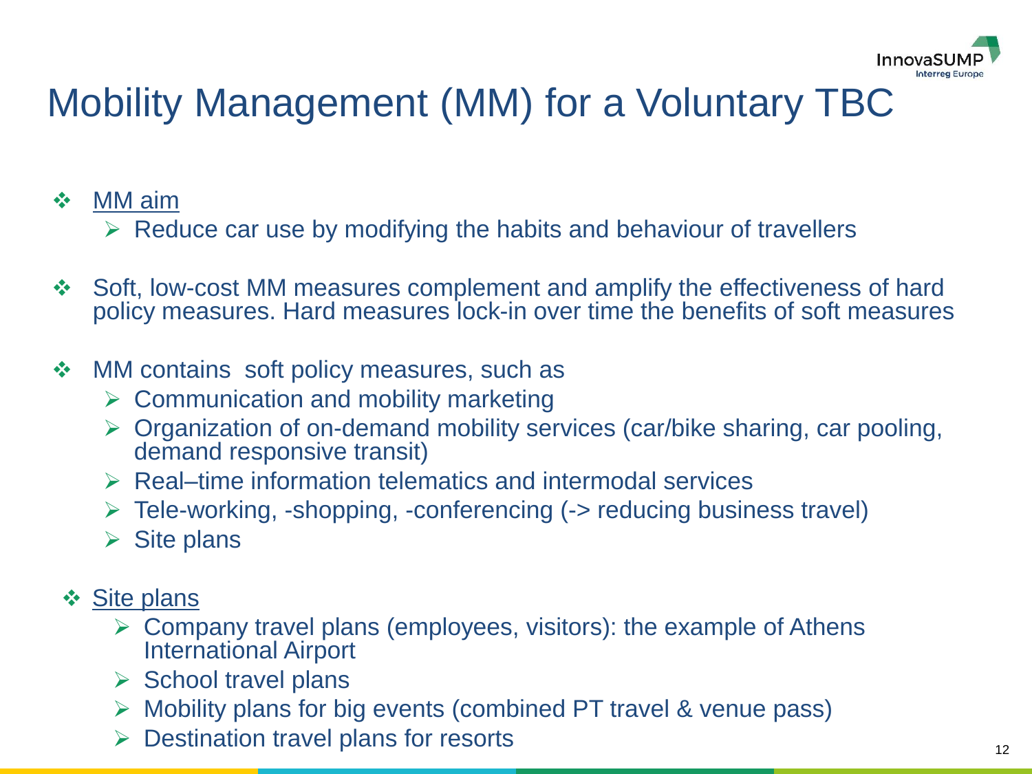# Mobility Management (MM) for a Voluntary TBC

- <u>MM aim</u>
  - Reduce car use by modifying the habits and behaviour of travellers

- Soft, low-cost MM measures complement and amplify the effectiveness of hard policy measures. Hard measures lock-in over time the benefits of soft measures

- MM contains soft policy measures, such as
  - Communication and mobility marketing
  - Organization of on-demand mobility services (car/bike sharing, car pooling, demand responsive transit)
  - Real–time information telematics and intermodal services
  - Tele-working, -shopping, -conferencing (-> reducing business travel)
  - Site plans

- <u>Site plans</u>
  - Company travel plans (employees, visitors): the example of Athens International Airport
  - School travel plans
  - Mobility plans for big events (combined PT travel & venue pass)
  - Destination travel plans for resorts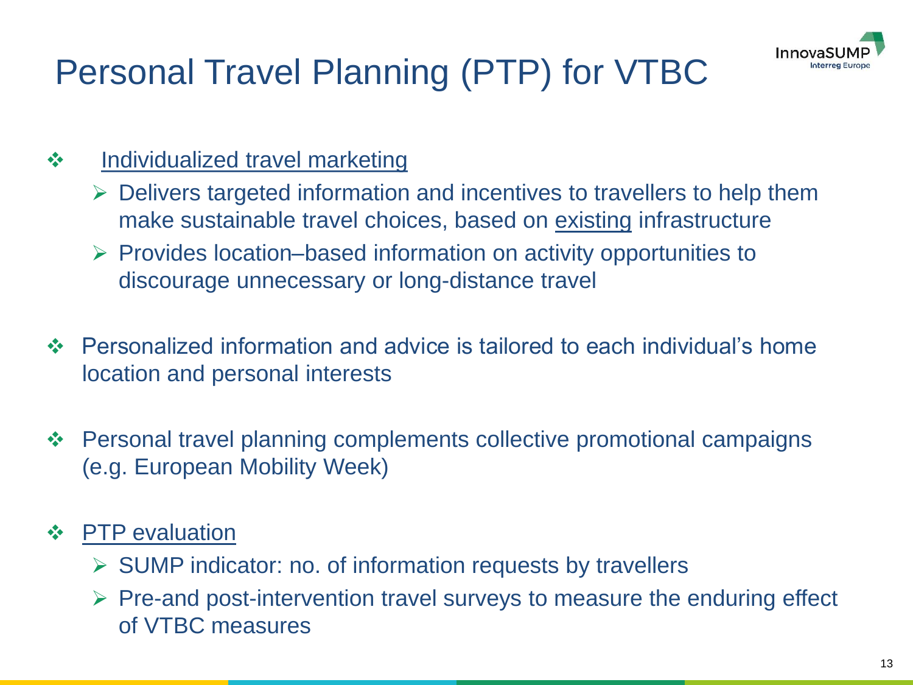# Personal Travel Planning (PTP) for VTBC

- Individualized travel marketing
  - Delivers targeted information and incentives to travellers to help them make sustainable travel choices, based on existing infrastructure
  - Provides location–based information on activity opportunities to discourage unnecessary or long-distance travel
- Personalized information and advice is tailored to each individual's home location and personal interests
- Personal travel planning complements collective promotional campaigns (e.g. European Mobility Week)
- PTP evaluation
  - SUMP indicator: no. of information requests by travellers
  - Pre-and post-intervention travel surveys to measure the enduring effect of VTBC measures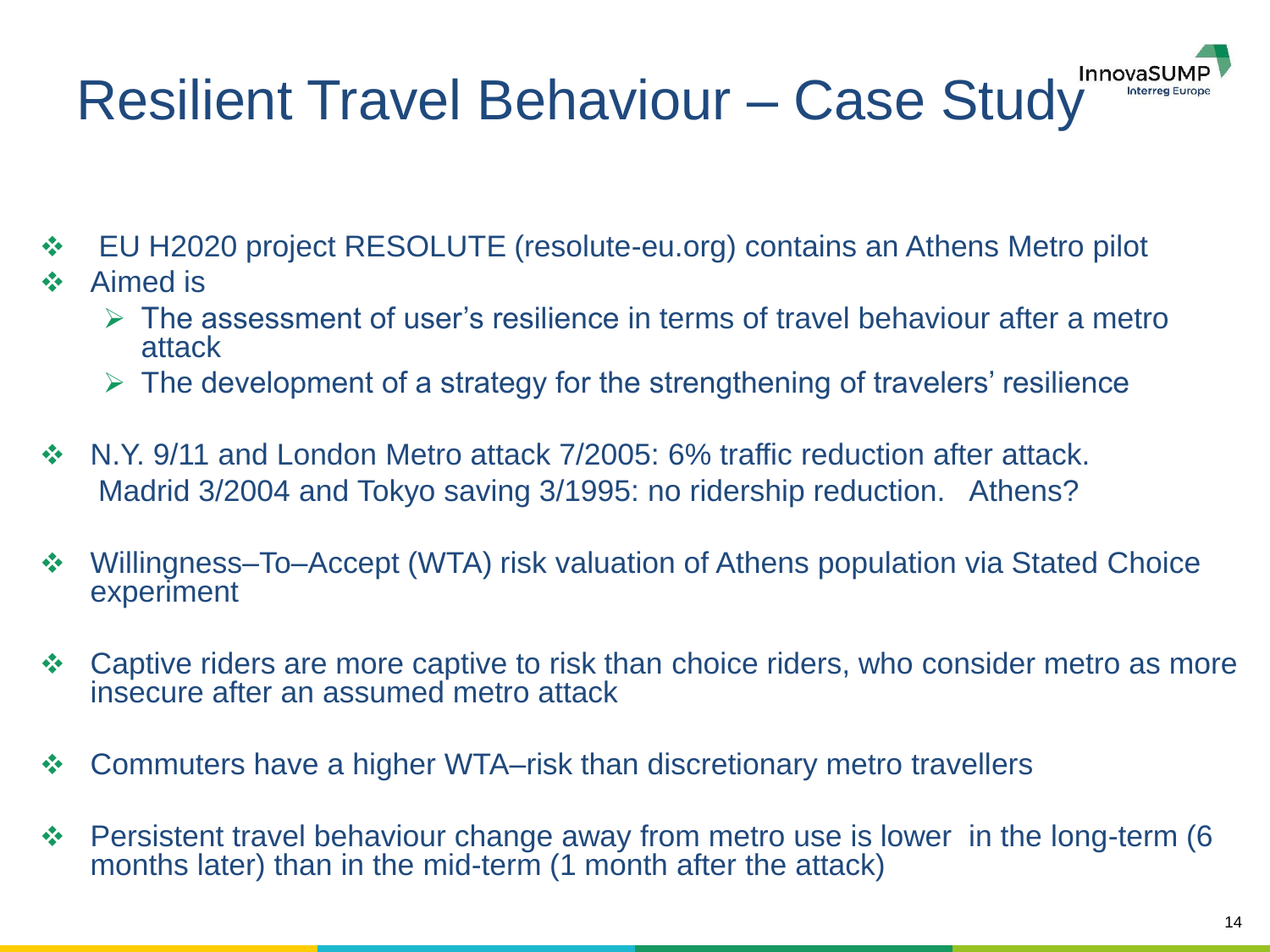# Resilient Travel Behaviour – Case Study

- EU H2020 project RESOLUTE (resolute-eu.org) contains an Athens Metro pilot
- Aimed is
  - The assessment of user's resilience in terms of travel behaviour after a metro attack
  - The development of a strategy for the strengthening of travelers' resilience
- N.Y. 9/11 and London Metro attack 7/2005: 6% traffic reduction after attack. Madrid 3/2004 and Tokyo saving 3/1995: no ridership reduction. Athens?
- Willingness–To–Accept (WTA) risk valuation of Athens population via Stated Choice experiment
- Captive riders are more captive to risk than choice riders, who consider metro as more insecure after an assumed metro attack
- Commuters have a higher WTA–risk than discretionary metro travellers
- Persistent travel behaviour change away from metro use is lower in the long-term (6 months later) than in the mid-term (1 month after the attack)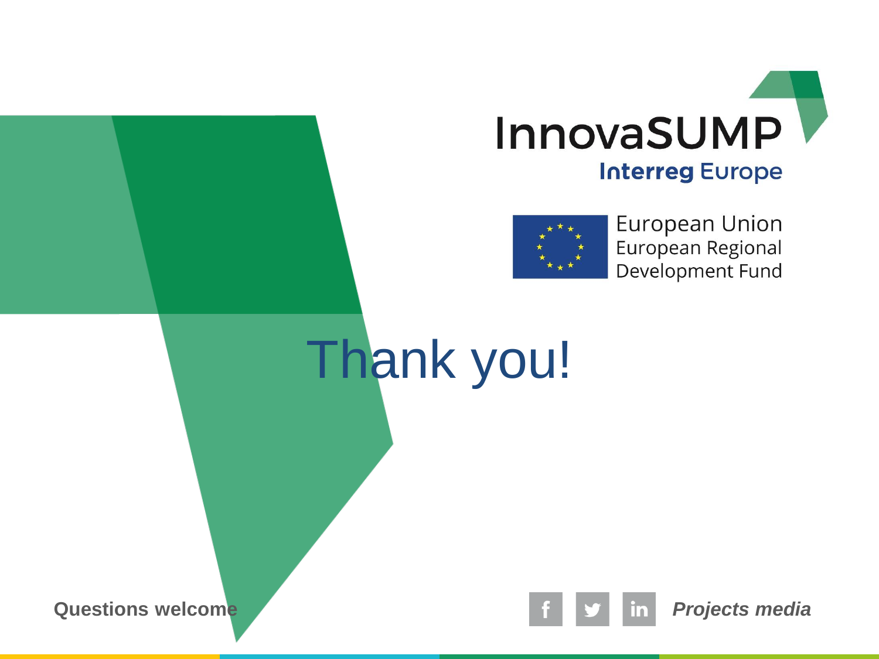InnovaSUMP

Interreg Europe

European Union
European Regional
Development Fund

# Thank you!

**Questions welcome**

***Projects media***